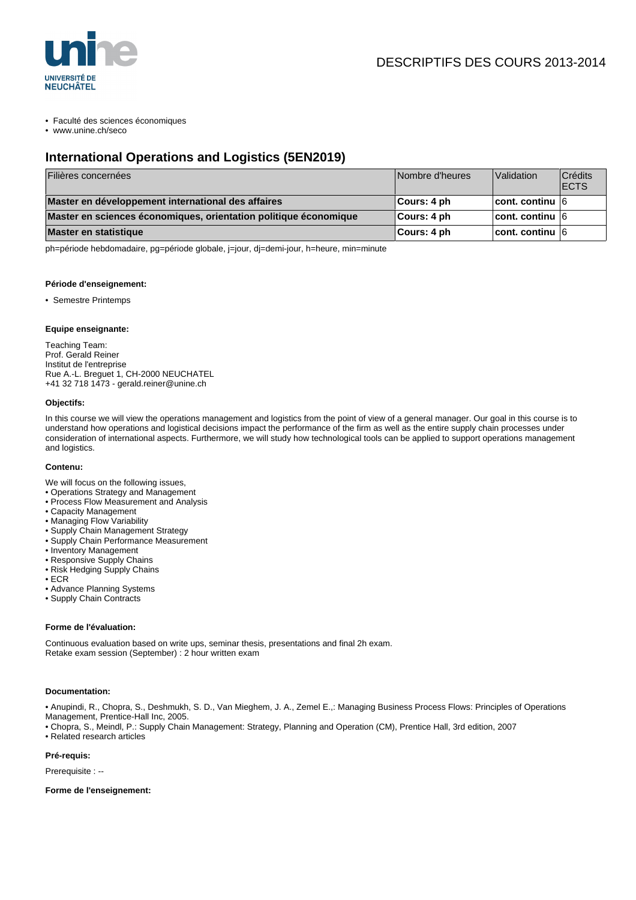UNIVERSITÉ DE NEUCHÂTEL

DESCRIPTIFS DES COURS 2013-2014

- Faculté des sciences économiques
- www.unine.ch/seco

## International Operations and Logistics (5EN2019)

| Filières concernées | Nombre d'heures | Validation | Crédits ECTS |
|---|---|---|---|
| **Master en développement international des affaires** | **Cours: 4 ph** | **cont. continu** | 6 |
| **Master en sciences économiques, orientation politique économique** | **Cours: 4 ph** | **cont. continu** | 6 |
| **Master en statistique** | **Cours: 4 ph** | **cont. continu** | 6 |

ph=période hebdomadaire, pg=période globale, j=jour, dj=demi-jour, h=heure, min=minute

#### Période d'enseignement:

- Semestre Printemps

#### Equipe enseignante:

Teaching Team:
Prof. Gerald Reiner
Institut de l'entreprise
Rue A.-L. Breguet 1, CH-2000 NEUCHATEL
+41 32 718 1473 - gerald.reiner@unine.ch

#### Objectifs:

In this course we will view the operations management and logistics from the point of view of a general manager. Our goal in this course is to understand how operations and logistical decisions impact the performance of the firm as well as the entire supply chain processes under consideration of international aspects. Furthermore, we will study how technological tools can be applied to support operations management and logistics.

#### Contenu:

We will focus on the following issues,
- Operations Strategy and Management
- Process Flow Measurement and Analysis
- Capacity Management
- Managing Flow Variability
- Supply Chain Management Strategy
- Supply Chain Performance Measurement
- Inventory Management
- Responsive Supply Chains
- Risk Hedging Supply Chains
- ECR
- Advance Planning Systems
- Supply Chain Contracts

#### Forme de l'évaluation:

Continuous evaluation based on write ups, seminar thesis, presentations and final 2h exam.
Retake exam session (September) : 2 hour written exam

#### Documentation:

- Anupindi, R., Chopra, S., Deshmukh, S. D., Van Mieghem, J. A., Zemel E.,: Managing Business Process Flows: Principles of Operations Management, Prentice-Hall Inc, 2005.
- Chopra, S., Meindl, P.: Supply Chain Management: Strategy, Planning and Operation (CM), Prentice Hall, 3rd edition, 2007
- Related research articles

#### Pré-requis:

Prerequisite : --

#### Forme de l'enseignement: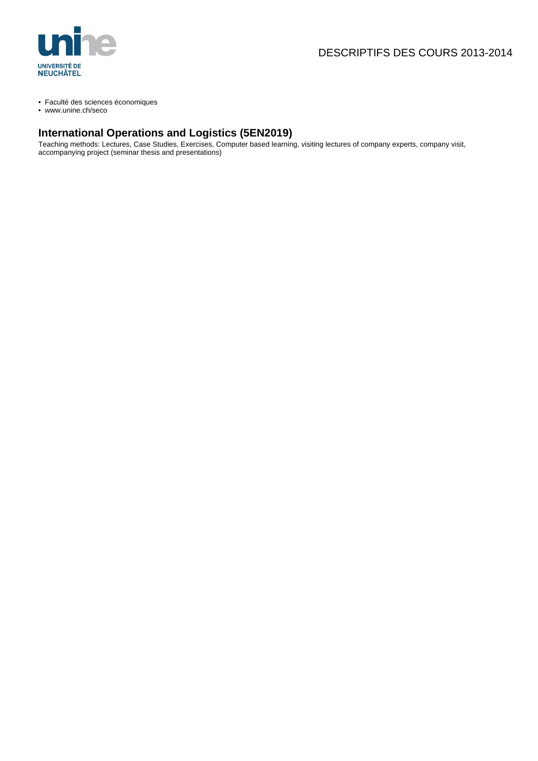- Faculté des sciences économiques
- www.unine.ch/seco

## International Operations and Logistics (5EN2019)

Teaching methods: Lectures, Case Studies, Exercises, Computer based learning, visiting lectures of company experts, company visit, accompanying project (seminar thesis and presentations)